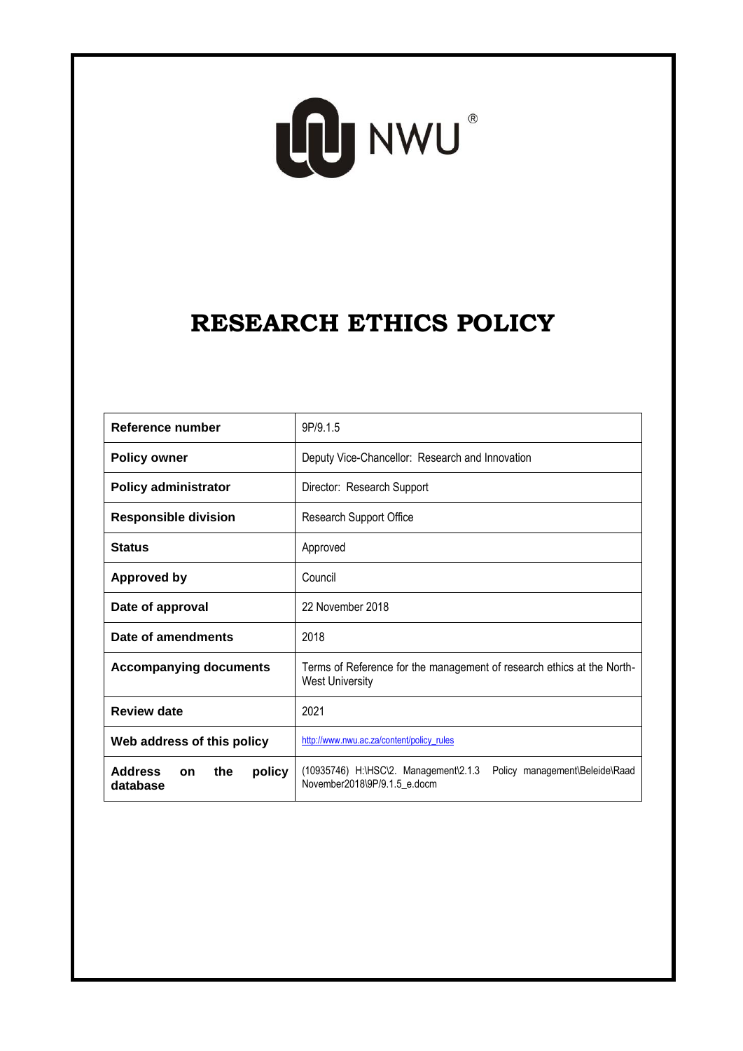NWU®

# RESEARCH ETHICS POLICY

| | |
|---|---|
| **Reference number** | 9P/9.1.5 |
| **Policy owner** | Deputy Vice-Chancellor: Research and Innovation |
| **Policy administrator** | Director: Research Support |
| **Responsible division** | Research Support Office |
| **Status** | Approved |
| **Approved by** | Council |
| **Date of approval** | 22 November 2018 |
| **Date of amendments** | 2018 |
| **Accompanying documents** | Terms of Reference for the management of research ethics at the North-West University |
| **Review date** | 2021 |
| **Web address of this policy** | http://www.nwu.ac.za/content/policy_rules |
| **Address on the policy database** | (10935746) H:\HSC\2. Management\2.1.3 Policy management\Beleide\Raad November2018\9P/9.1.5_e.docm |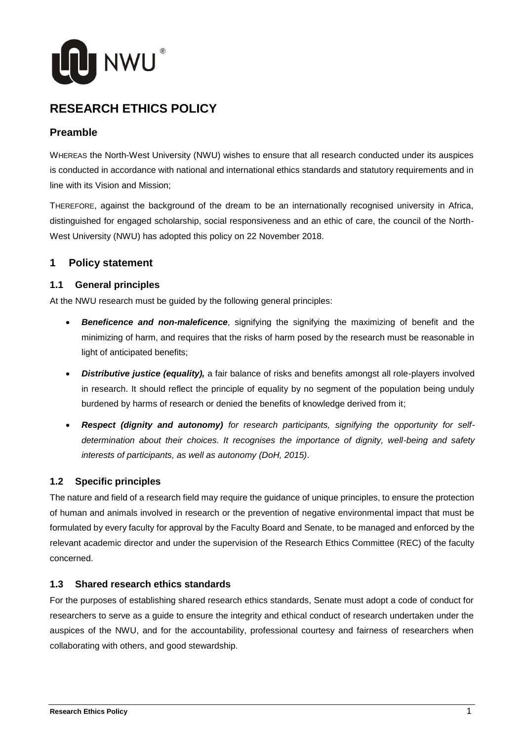# RESEARCH ETHICS POLICY

## Preamble

WHEREAS the North-West University (NWU) wishes to ensure that all research conducted under its auspices is conducted in accordance with national and international ethics standards and statutory requirements and in line with its Vision and Mission;

THEREFORE, against the background of the dream to be an internationally recognised university in Africa, distinguished for engaged scholarship, social responsiveness and an ethic of care, the council of the North-West University (NWU) has adopted this policy on 22 November 2018.

## 1 Policy statement

### 1.1 General principles

At the NWU research must be guided by the following general principles:

- ***Beneficence and non-maleficence***, signifying the signifying the maximizing of benefit and the minimizing of harm, and requires that the risks of harm posed by the research must be reasonable in light of anticipated benefits;
- ***Distributive justice (equality),*** a fair balance of risks and benefits amongst all role-players involved in research. It should reflect the principle of equality by no segment of the population being unduly burdened by harms of research or denied the benefits of knowledge derived from it;
- ***Respect (dignity and autonomy)*** *for research participants, signifying the opportunity for self-determination about their choices. It recognises the importance of dignity, well-being and safety interests of participants, as well as autonomy (DoH, 2015)*.

### 1.2 Specific principles

The nature and field of a research field may require the guidance of unique principles, to ensure the protection of human and animals involved in research or the prevention of negative environmental impact that must be formulated by every faculty for approval by the Faculty Board and Senate, to be managed and enforced by the relevant academic director and under the supervision of the Research Ethics Committee (REC) of the faculty concerned.

### 1.3 Shared research ethics standards

For the purposes of establishing shared research ethics standards, Senate must adopt a code of conduct for researchers to serve as a guide to ensure the integrity and ethical conduct of research undertaken under the auspices of the NWU, and for the accountability, professional courtesy and fairness of researchers when collaborating with others, and good stewardship.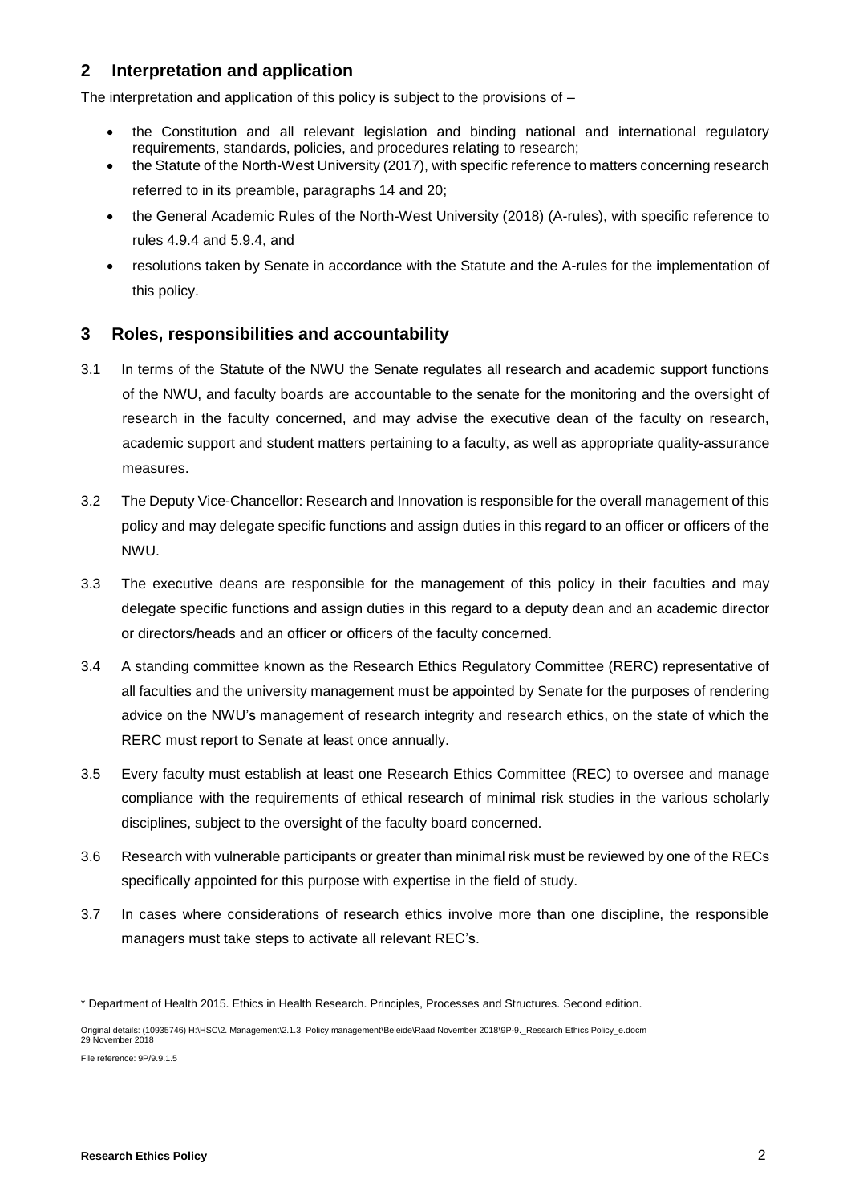## 2 Interpretation and application

The interpretation and application of this policy is subject to the provisions of –

- the Constitution and all relevant legislation and binding national and international regulatory requirements, standards, policies, and procedures relating to research;
- the Statute of the North-West University (2017), with specific reference to matters concerning research referred to in its preamble, paragraphs 14 and 20;
- the General Academic Rules of the North-West University (2018) (A-rules), with specific reference to rules 4.9.4 and 5.9.4, and
- resolutions taken by Senate in accordance with the Statute and the A-rules for the implementation of this policy.

## 3 Roles, responsibilities and accountability

3.1 In terms of the Statute of the NWU the Senate regulates all research and academic support functions of the NWU, and faculty boards are accountable to the senate for the monitoring and the oversight of research in the faculty concerned, and may advise the executive dean of the faculty on research, academic support and student matters pertaining to a faculty, as well as appropriate quality-assurance measures.

3.2 The Deputy Vice-Chancellor: Research and Innovation is responsible for the overall management of this policy and may delegate specific functions and assign duties in this regard to an officer or officers of the NWU.

3.3 The executive deans are responsible for the management of this policy in their faculties and may delegate specific functions and assign duties in this regard to a deputy dean and an academic director or directors/heads and an officer or officers of the faculty concerned.

3.4 A standing committee known as the Research Ethics Regulatory Committee (RERC) representative of all faculties and the university management must be appointed by Senate for the purposes of rendering advice on the NWU's management of research integrity and research ethics, on the state of which the RERC must report to Senate at least once annually.

3.5 Every faculty must establish at least one Research Ethics Committee (REC) to oversee and manage compliance with the requirements of ethical research of minimal risk studies in the various scholarly disciplines, subject to the oversight of the faculty board concerned.

3.6 Research with vulnerable participants or greater than minimal risk must be reviewed by one of the RECs specifically appointed for this purpose with expertise in the field of study.

3.7 In cases where considerations of research ethics involve more than one discipline, the responsible managers must take steps to activate all relevant REC's.

* Department of Health 2015. Ethics in Health Research. Principles, Processes and Structures. Second edition.

Original details: (10935746) H:\HSC\2. Management\2.1.3 Policy management\Beleide\Raad November 2018\9P-9._Research Ethics Policy_e.docm
29 November 2018

File reference: 9P/9.9.1.5